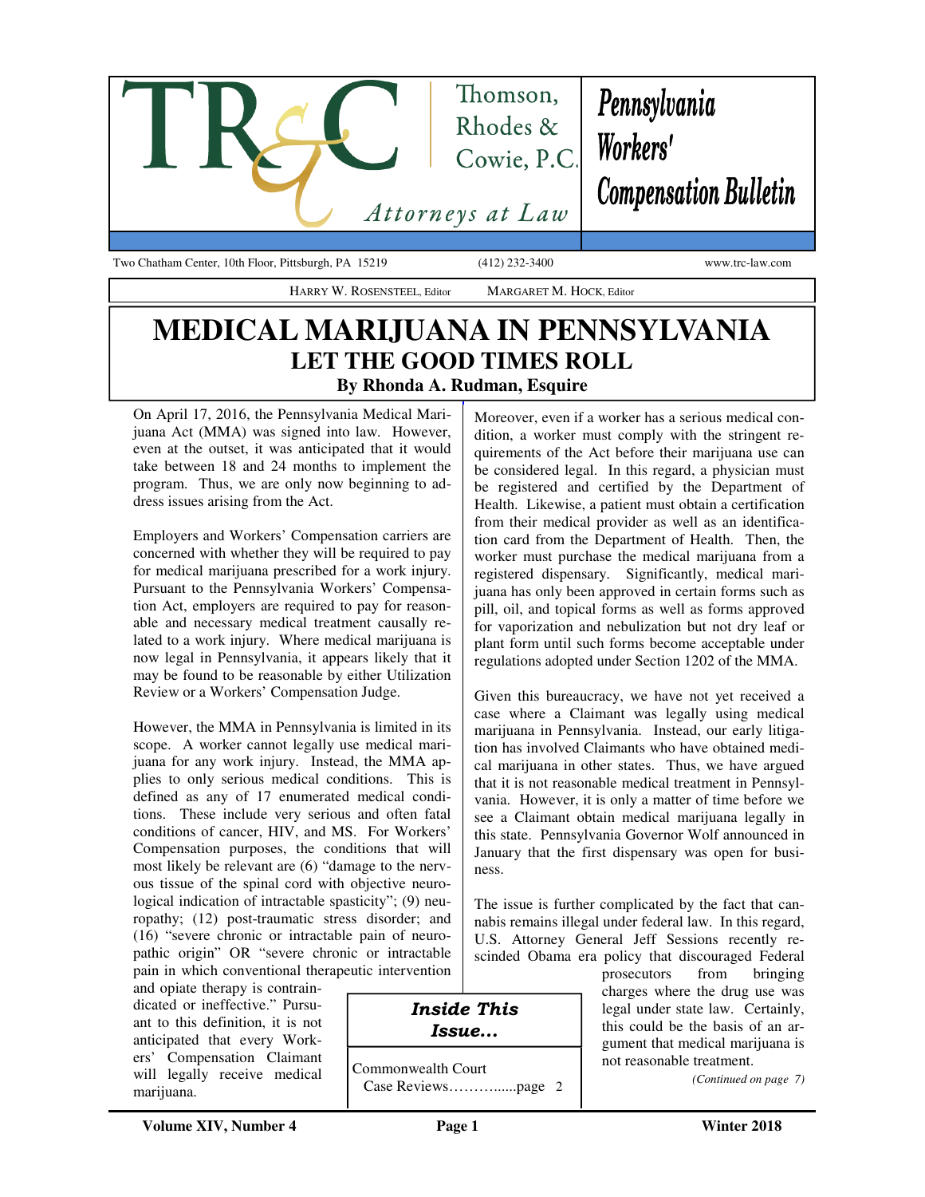Thomson, Rhodes & Cowie, P.C.

*Attorneys at Law*

**Pennsylvania Workers' Compensation Bulletin**

Two Chatham Center, 10th Floor, Pittsburgh, PA 15219 (412) 232-3400 www.trc-law.com

HARRY W. ROSENSTEEL, Editor MARGARET M. HOCK, Editor

# MEDICAL MARIJUANA IN PENNSYLVANIA

## LET THE GOOD TIMES ROLL

### By Rhonda A. Rudman, Esquire

On April 17, 2016, the Pennsylvania Medical Marijuana Act (MMA) was signed into law. However, even at the outset, it was anticipated that it would take between 18 and 24 months to implement the program. Thus, we are only now beginning to address issues arising from the Act.

Employers and Workers' Compensation carriers are concerned with whether they will be required to pay for medical marijuana prescribed for a work injury. Pursuant to the Pennsylvania Workers' Compensation Act, employers are required to pay for reasonable and necessary medical treatment causally related to a work injury. Where medical marijuana is now legal in Pennsylvania, it appears likely that it may be found to be reasonable by either Utilization Review or a Workers' Compensation Judge.

However, the MMA in Pennsylvania is limited in its scope. A worker cannot legally use medical marijuana for any work injury. Instead, the MMA applies to only serious medical conditions. This is defined as any of 17 enumerated medical conditions. These include very serious and often fatal conditions of cancer, HIV, and MS. For Workers' Compensation purposes, the conditions that will most likely be relevant are (6) "damage to the nervous tissue of the spinal cord with objective neurological indication of intractable spasticity"; (9) neuropathy; (12) post-traumatic stress disorder; and (16) "severe chronic or intractable pain of neuropathic origin" OR "severe chronic or intractable pain in which conventional therapeutic intervention and opiate therapy is contraindicated or ineffective." Pursuant to this definition, it is not anticipated that every Workers' Compensation Claimant will legally receive medical marijuana.

Moreover, even if a worker has a serious medical condition, a worker must comply with the stringent requirements of the Act before their marijuana use can be considered legal. In this regard, a physician must be registered and certified by the Department of Health. Likewise, a patient must obtain a certification from their medical provider as well as an identification card from the Department of Health. Then, the worker must purchase the medical marijuana from a registered dispensary. Significantly, medical marijuana has only been approved in certain forms such as pill, oil, and topical forms as well as forms approved for vaporization and nebulization but not dry leaf or plant form until such forms become acceptable under regulations adopted under Section 1202 of the MMA.

Given this bureaucracy, we have not yet received a case where a Claimant was legally using medical marijuana in Pennsylvania. Instead, our early litigation has involved Claimants who have obtained medical marijuana in other states. Thus, we have argued that it is not reasonable medical treatment in Pennsylvania. However, it is only a matter of time before we see a Claimant obtain medical marijuana legally in this state. Pennsylvania Governor Wolf announced in January that the first dispensary was open for business.

The issue is further complicated by the fact that cannabis remains illegal under federal law. In this regard, U.S. Attorney General Jeff Sessions recently rescinded Obama era policy that discouraged Federal prosecutors from bringing charges where the drug use was legal under state law. Certainly, this could be the basis of an argument that medical marijuana is not reasonable treatment.

*(Continued on page 7)*

**Inside This Issue...**

Commonwealth Court Case Reviews..............page 2

Volume XIV, Number 4 — Winter 2018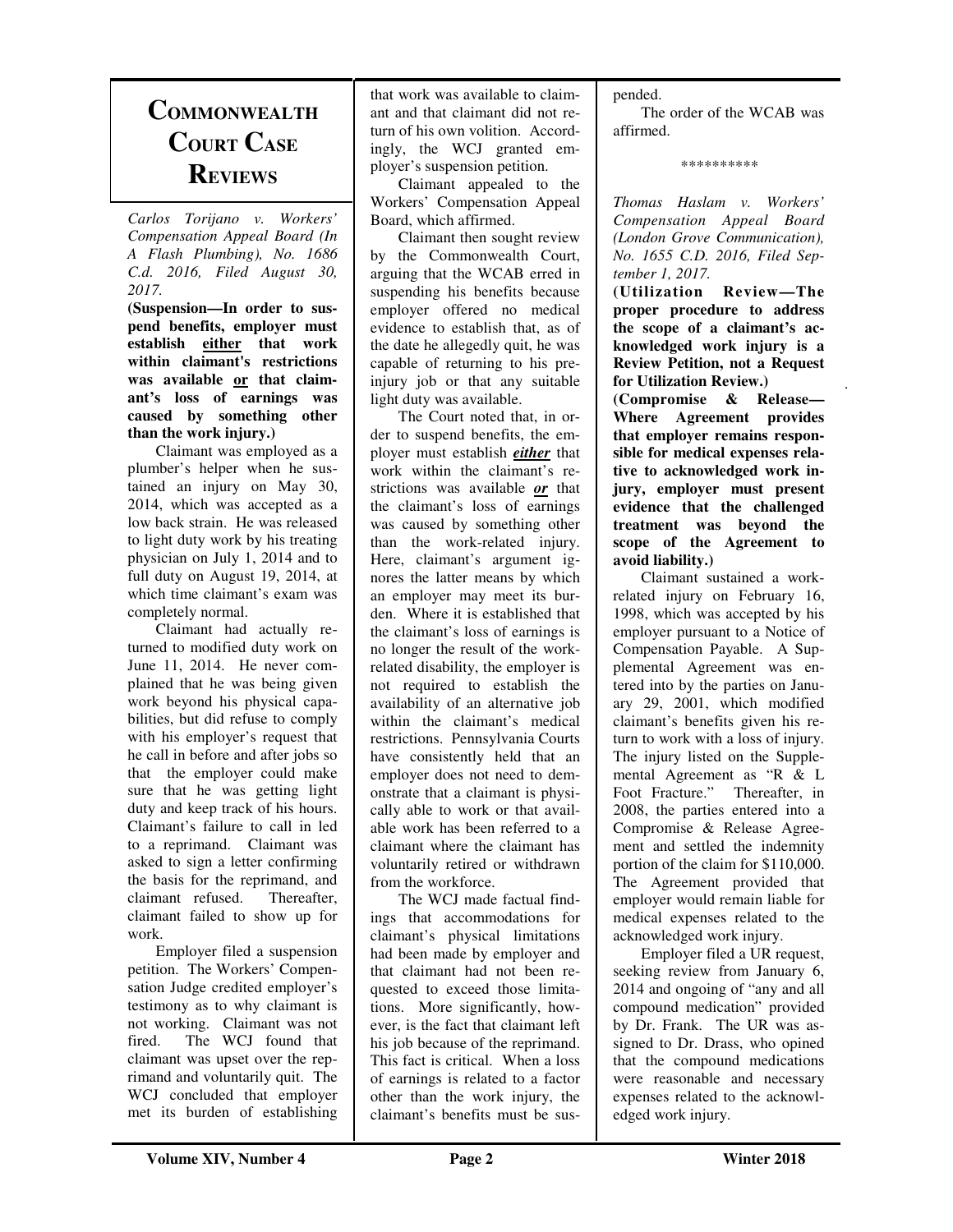# Commonwealth Court Case Reviews

*Carlos Torijano v. Workers' Compensation Appeal Board (In A Flash Plumbing), No. 1686 C.d. 2016, Filed August 30, 2017.*

**(Suspension—In order to suspend benefits, employer must establish <u>either</u> that work within claimant's restrictions was available <u>or</u> that claimant's loss of earnings was caused by something other than the work injury.)**

Claimant was employed as a plumber's helper when he sustained an injury on May 30, 2014, which was accepted as a low back strain. He was released to light duty work by his treating physician on July 1, 2014 and to full duty on August 19, 2014, at which time claimant's exam was completely normal.

Claimant had actually returned to modified duty work on June 11, 2014. He never complained that he was being given work beyond his physical capabilities, but did refuse to comply with his employer's request that he call in before and after jobs so that the employer could make sure that he was getting light duty and keep track of his hours. Claimant's failure to call in led to a reprimand. Claimant was asked to sign a letter confirming the basis for the reprimand, and claimant refused. Thereafter, claimant failed to show up for work.

Employer filed a suspension petition. The Workers' Compensation Judge credited employer's testimony as to why claimant is not working. Claimant was not fired. The WCJ found that claimant was upset over the reprimand and voluntarily quit. The WCJ concluded that employer met its burden of establishing that work was available to claimant and that claimant did not return of his own volition. Accordingly, the WCJ granted employer's suspension petition.

Claimant appealed to the Workers' Compensation Appeal Board, which affirmed.

Claimant then sought review by the Commonwealth Court, arguing that the WCAB erred in suspending his benefits because employer offered no medical evidence to establish that, as of the date he allegedly quit, he was capable of returning to his pre-injury job or that any suitable light duty was available.

The Court noted that, in order to suspend benefits, the employer must establish ***<u>either</u>*** that work within the claimant's restrictions was available ***<u>or</u>*** that the claimant's loss of earnings was caused by something other than the work-related injury. Here, claimant's argument ignores the latter means by which an employer may meet its burden. Where it is established that the claimant's loss of earnings is no longer the result of the work-related disability, the employer is not required to establish the availability of an alternative job within the claimant's medical restrictions. Pennsylvania Courts have consistently held that an employer does not need to demonstrate that a claimant is physically able to work or that available work has been referred to a claimant where the claimant has voluntarily retired or withdrawn from the workforce.

The WCJ made factual findings that accommodations for claimant's physical limitations had been made by employer and that claimant had not been requested to exceed those limitations. More significantly, however, is the fact that claimant left his job because of the reprimand. This fact is critical. When a loss of earnings is related to a factor other than the work injury, the claimant's benefits must be suspended.

The order of the WCAB was affirmed.

\*\*\*\*\*\*\*\*\*\*

*Thomas Haslam v. Workers' Compensation Appeal Board (London Grove Communication), No. 1655 C.D. 2016, Filed September 1, 2017.*

**(Utilization Review—The proper procedure to address the scope of a claimant's acknowledged work injury is a Review Petition, not a Request for Utilization Review.)**

**(Compromise & Release—Where Agreement provides that employer remains responsible for medical expenses relative to acknowledged work injury, employer must present evidence that the challenged treatment was beyond the scope of the Agreement to avoid liability.)**

Claimant sustained a work-related injury on February 16, 1998, which was accepted by his employer pursuant to a Notice of Compensation Payable. A Supplemental Agreement was entered into by the parties on January 29, 2001, which modified claimant's benefits given his return to work with a loss of injury. The injury listed on the Supplemental Agreement as "R & L Foot Fracture." Thereafter, in 2008, the parties entered into a Compromise & Release Agreement and settled the indemnity portion of the claim for $110,000. The Agreement provided that employer would remain liable for medical expenses related to the acknowledged work injury.

Employer filed a UR request, seeking review from January 6, 2014 and ongoing of "any and all compound medication" provided by Dr. Frank. The UR was assigned to Dr. Drass, who opined that the compound medications were reasonable and necessary expenses related to the acknowledged work injury.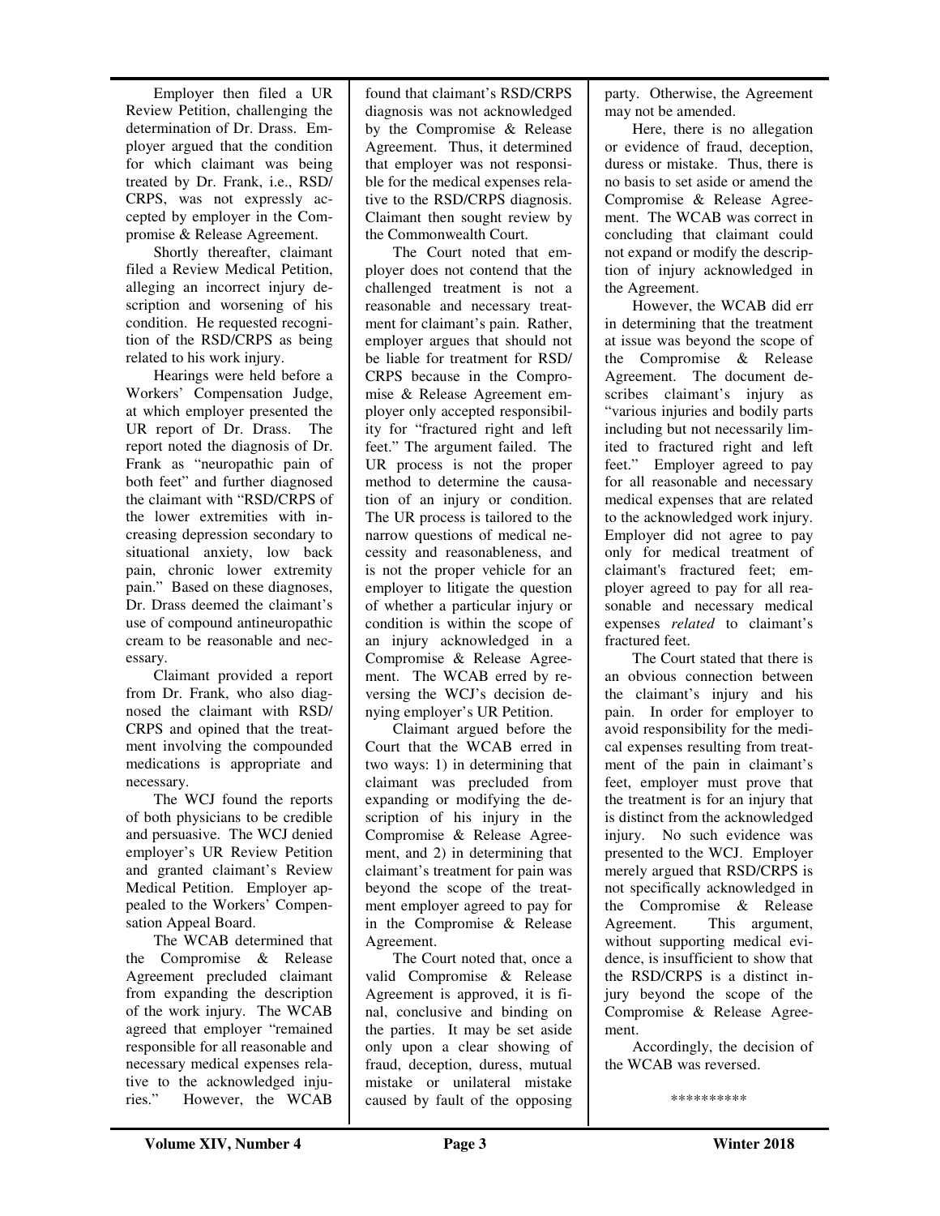Employer then filed a UR Review Petition, challenging the determination of Dr. Drass. Employer argued that the condition for which claimant was being treated by Dr. Frank, i.e., RSD/ CRPS, was not expressly accepted by employer in the Compromise & Release Agreement.

Shortly thereafter, claimant filed a Review Medical Petition, alleging an incorrect injury description and worsening of his condition. He requested recognition of the RSD/CRPS as being related to his work injury.

Hearings were held before a Workers' Compensation Judge, at which employer presented the UR report of Dr. Drass. The report noted the diagnosis of Dr. Frank as "neuropathic pain of both feet" and further diagnosed the claimant with "RSD/CRPS of the lower extremities with increasing depression secondary to situational anxiety, low back pain, chronic lower extremity pain." Based on these diagnoses, Dr. Drass deemed the claimant's use of compound antineuropathic cream to be reasonable and necessary.

Claimant provided a report from Dr. Frank, who also diagnosed the claimant with RSD/ CRPS and opined that the treatment involving the compounded medications is appropriate and necessary.

The WCJ found the reports of both physicians to be credible and persuasive. The WCJ denied employer's UR Review Petition and granted claimant's Review Medical Petition. Employer appealed to the Workers' Compensation Appeal Board.

The WCAB determined that the Compromise & Release Agreement precluded claimant from expanding the description of the work injury. The WCAB agreed that employer "remained responsible for all reasonable and necessary medical expenses relative to the acknowledged injuries." However, the WCAB found that claimant's RSD/CRPS diagnosis was not acknowledged by the Compromise & Release Agreement. Thus, it determined that employer was not responsible for the medical expenses relative to the RSD/CRPS diagnosis. Claimant then sought review by the Commonwealth Court.

The Court noted that employer does not contend that the challenged treatment is not a reasonable and necessary treatment for claimant's pain. Rather, employer argues that should not be liable for treatment for RSD/ CRPS because in the Compromise & Release Agreement employer only accepted responsibility for "fractured right and left feet." The argument failed. The UR process is not the proper method to determine the causation of an injury or condition. The UR process is tailored to the narrow questions of medical necessity and reasonableness, and is not the proper vehicle for an employer to litigate the question of whether a particular injury or condition is within the scope of an injury acknowledged in a Compromise & Release Agreement. The WCAB erred by reversing the WCJ's decision denying employer's UR Petition.

Claimant argued before the Court that the WCAB erred in two ways: 1) in determining that claimant was precluded from expanding or modifying the description of his injury in the Compromise & Release Agreement, and 2) in determining that claimant's treatment for pain was beyond the scope of the treatment employer agreed to pay for in the Compromise & Release Agreement.

The Court noted that, once a valid Compromise & Release Agreement is approved, it is final, conclusive and binding on the parties. It may be set aside only upon a clear showing of fraud, deception, duress, mutual mistake or unilateral mistake caused by fault of the opposing party. Otherwise, the Agreement may not be amended.

Here, there is no allegation or evidence of fraud, deception, duress or mistake. Thus, there is no basis to set aside or amend the Compromise & Release Agreement. The WCAB was correct in concluding that claimant could not expand or modify the description of injury acknowledged in the Agreement.

However, the WCAB did err in determining that the treatment at issue was beyond the scope of the Compromise & Release Agreement. The document describes claimant's injury as "various injuries and bodily parts including but not necessarily limited to fractured right and left feet." Employer agreed to pay for all reasonable and necessary medical expenses that are related to the acknowledged work injury. Employer did not agree to pay only for medical treatment of claimant's fractured feet; employer agreed to pay for all reasonable and necessary medical expenses *related* to claimant's fractured feet.

The Court stated that there is an obvious connection between the claimant's injury and his pain. In order for employer to avoid responsibility for the medical expenses resulting from treatment of the pain in claimant's feet, employer must prove that the treatment is for an injury that is distinct from the acknowledged injury. No such evidence was presented to the WCJ. Employer merely argued that RSD/CRPS is not specifically acknowledged in the Compromise & Release Agreement. This argument, without supporting medical evidence, is insufficient to show that the RSD/CRPS is a distinct injury beyond the scope of the Compromise & Release Agreement.

Accordingly, the decision of the WCAB was reversed.

**********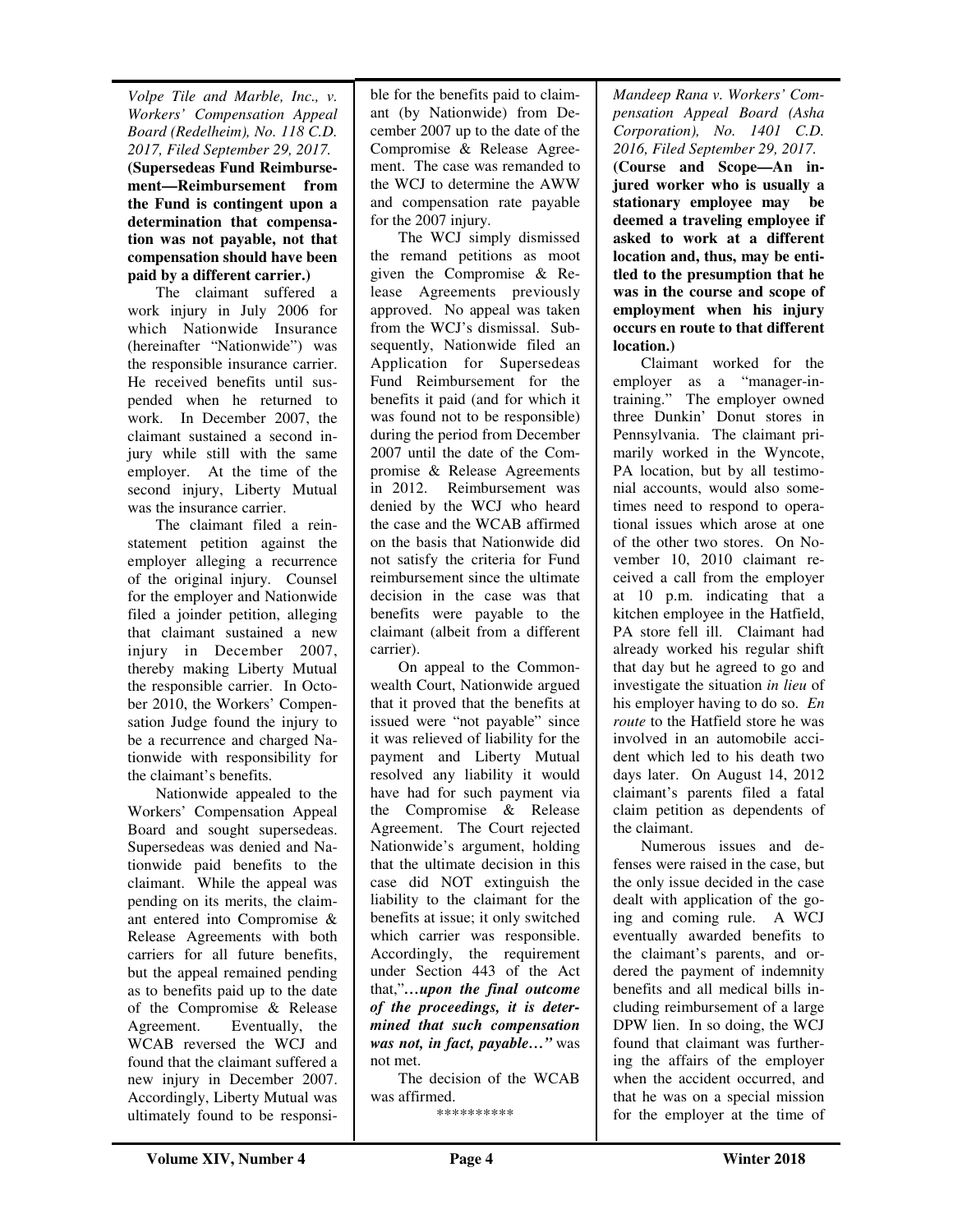*Volpe Tile and Marble, Inc., v. Workers' Compensation Appeal Board (Redelheim), No. 118 C.D. 2017, Filed September 29, 2017.*

**(Supersedeas Fund Reimbursement—Reimbursement from the Fund is contingent upon a determination that compensation was not payable, not that compensation should have been paid by a different carrier.)**

The claimant suffered a work injury in July 2006 for which Nationwide Insurance (hereinafter "Nationwide") was the responsible insurance carrier. He received benefits until suspended when he returned to work. In December 2007, the claimant sustained a second injury while still with the same employer. At the time of the second injury, Liberty Mutual was the insurance carrier.

The claimant filed a reinstatement petition against the employer alleging a recurrence of the original injury. Counsel for the employer and Nationwide filed a joinder petition, alleging that claimant sustained a new injury in December 2007, thereby making Liberty Mutual the responsible carrier. In October 2010, the Workers' Compensation Judge found the injury to be a recurrence and charged Nationwide with responsibility for the claimant's benefits.

Nationwide appealed to the Workers' Compensation Appeal Board and sought supersedeas. Supersedeas was denied and Nationwide paid benefits to the claimant. While the appeal was pending on its merits, the claimant entered into Compromise & Release Agreements with both carriers for all future benefits, but the appeal remained pending as to benefits paid up to the date of the Compromise & Release Agreement. Eventually, the WCAB reversed the WCJ and found that the claimant suffered a new injury in December 2007. Accordingly, Liberty Mutual was ultimately found to be responsible for the benefits paid to claimant (by Nationwide) from December 2007 up to the date of the Compromise & Release Agreement. The case was remanded to the WCJ to determine the AWW and compensation rate payable for the 2007 injury.

The WCJ simply dismissed the remand petitions as moot given the Compromise & Release Agreements previously approved. No appeal was taken from the WCJ's dismissal. Subsequently, Nationwide filed an Application for Supersedeas Fund Reimbursement for the benefits it paid (and for which it was found not to be responsible) during the period from December 2007 until the date of the Compromise & Release Agreements in 2012. Reimbursement was denied by the WCJ who heard the case and the WCAB affirmed on the basis that Nationwide did not satisfy the criteria for Fund reimbursement since the ultimate decision in the case was that benefits were payable to the claimant (albeit from a different carrier).

On appeal to the Commonwealth Court, Nationwide argued that it proved that the benefits at issued were "not payable" since it was relieved of liability for the payment and Liberty Mutual resolved any liability it would have had for such payment via the Compromise & Release Agreement. The Court rejected Nationwide's argument, holding that the ultimate decision in this case did NOT extinguish the liability to the claimant for the benefits at issue; it only switched which carrier was responsible. Accordingly, the requirement under Section 443 of the Act that,"***…upon the final outcome of the proceedings, it is determined that such compensation was not, in fact, payable…"*** was not met.

The decision of the WCAB was affirmed.

\*\*\*\*\*\*\*\*\*\*

*Mandeep Rana v. Workers' Compensation Appeal Board (Asha Corporation), No. 1401 C.D. 2016, Filed September 29, 2017.*

**(Course and Scope—An injured worker who is usually a stationary employee may be deemed a traveling employee if asked to work at a different location and, thus, may be entitled to the presumption that he was in the course and scope of employment when his injury occurs en route to that different location.)**

Claimant worked for the employer as a "manager-in-training." The employer owned three Dunkin' Donut stores in Pennsylvania. The claimant primarily worked in the Wyncote, PA location, but by all testimonial accounts, would also sometimes need to respond to operational issues which arose at one of the other two stores. On November 10, 2010 claimant received a call from the employer at 10 p.m. indicating that a kitchen employee in the Hatfield, PA store fell ill. Claimant had already worked his regular shift that day but he agreed to go and investigate the situation *in lieu* of his employer having to do so. *En route* to the Hatfield store he was involved in an automobile accident which led to his death two days later. On August 14, 2012 claimant's parents filed a fatal claim petition as dependents of the claimant.

Numerous issues and defenses were raised in the case, but the only issue decided in the case dealt with application of the going and coming rule. A WCJ eventually awarded benefits to the claimant's parents, and ordered the payment of indemnity benefits and all medical bills including reimbursement of a large DPW lien. In so doing, the WCJ found that claimant was furthering the affairs of the employer when the accident occurred, and that he was on a special mission for the employer at the time of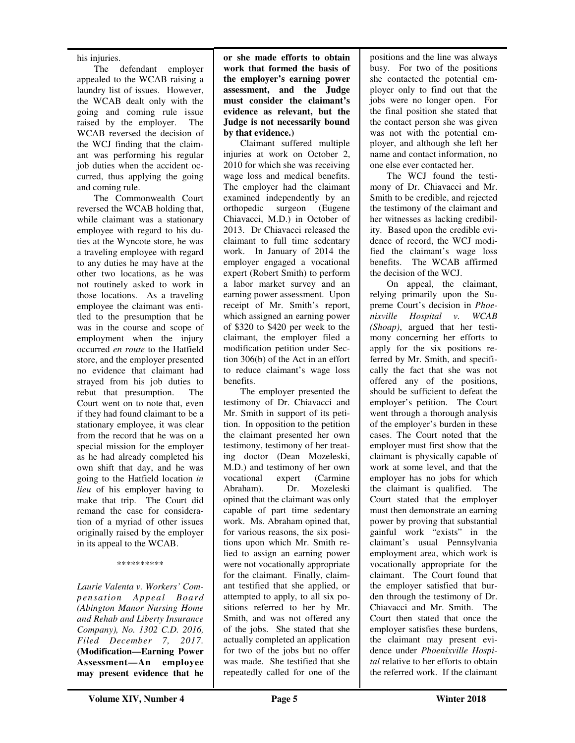his injuries.

The defendant employer appealed to the WCAB raising a laundry list of issues. However, the WCAB dealt only with the going and coming rule issue raised by the employer. The WCAB reversed the decision of the WCJ finding that the claimant was performing his regular job duties when the accident occurred, thus applying the going and coming rule.

The Commonwealth Court reversed the WCAB holding that, while claimant was a stationary employee with regard to his duties at the Wyncote store, he was a traveling employee with regard to any duties he may have at the other two locations, as he was not routinely asked to work in those locations. As a traveling employee the claimant was entitled to the presumption that he was in the course and scope of employment when the injury occurred *en route* to the Hatfield store, and the employer presented no evidence that claimant had strayed from his job duties to rebut that presumption. The Court went on to note that, even if they had found claimant to be a stationary employee, it was clear from the record that he was on a special mission for the employer as he had already completed his own shift that day, and he was going to the Hatfield location *in lieu* of his employer having to make that trip. The Court did remand the case for consideration of a myriad of other issues originally raised by the employer in its appeal to the WCAB.

\*\*\*\*\*\*\*\*\*\*

*Laurie Valenta v. Workers' Compensation Appeal Board (Abington Manor Nursing Home and Rehab and Liberty Insurance Company), No. 1302 C.D. 2016, Filed December 7, 2017.* **(Modification—Earning Power Assessment—An employee may present evidence that he or she made efforts to obtain work that formed the basis of the employer's earning power assessment, and the Judge must consider the claimant's evidence as relevant, but the Judge is not necessarily bound by that evidence.)**

Claimant suffered multiple injuries at work on October 2, 2010 for which she was receiving wage loss and medical benefits. The employer had the claimant examined independently by an orthopedic surgeon (Eugene Chiavacci, M.D.) in October of 2013. Dr Chiavacci released the claimant to full time sedentary work. In January of 2014 the employer engaged a vocational expert (Robert Smith) to perform a labor market survey and an earning power assessment. Upon receipt of Mr. Smith's report, which assigned an earning power of $320 to $420 per week to the claimant, the employer filed a modification petition under Section 306(b) of the Act in an effort to reduce claimant's wage loss benefits.

The employer presented the testimony of Dr. Chiavacci and Mr. Smith in support of its petition. In opposition to the petition the claimant presented her own testimony, testimony of her treating doctor (Dean Mozeleski, M.D.) and testimony of her own vocational expert (Carmine Abraham). Dr. Mozeleski opined that the claimant was only capable of part time sedentary work. Ms. Abraham opined that, for various reasons, the six positions upon which Mr. Smith relied to assign an earning power were not vocationally appropriate for the claimant. Finally, claimant testified that she applied, or attempted to apply, to all six positions referred to her by Mr. Smith, and was not offered any of the jobs. She stated that she actually completed an application for two of the jobs but no offer was made. She testified that she repeatedly called for one of the positions and the line was always busy. For two of the positions she contacted the potential employer only to find out that the jobs were no longer open. For the final position she stated that the contact person she was given was not with the potential employer, and although she left her name and contact information, no one else ever contacted her.

The WCJ found the testimony of Dr. Chiavacci and Mr. Smith to be credible, and rejected the testimony of the claimant and her witnesses as lacking credibility. Based upon the credible evidence of record, the WCJ modified the claimant's wage loss benefits. The WCAB affirmed the decision of the WCJ.

On appeal, the claimant, relying primarily upon the Supreme Court's decision in *Phoenixville Hospital v. WCAB (Shoap)*, argued that her testimony concerning her efforts to apply for the six positions referred by Mr. Smith, and specifically the fact that she was not offered any of the positions, should be sufficient to defeat the employer's petition. The Court went through a thorough analysis of the employer's burden in these cases. The Court noted that the employer must first show that the claimant is physically capable of work at some level, and that the employer has no jobs for which the claimant is qualified. The Court stated that the employer must then demonstrate an earning power by proving that substantial gainful work "exists" in the claimant's usual Pennsylvania employment area, which work is vocationally appropriate for the claimant. The Court found that the employer satisfied that burden through the testimony of Dr. Chiavacci and Mr. Smith. The Court then stated that once the employer satisfies these burdens, the claimant may present evidence under *Phoenixville Hospital* relative to her efforts to obtain the referred work. If the claimant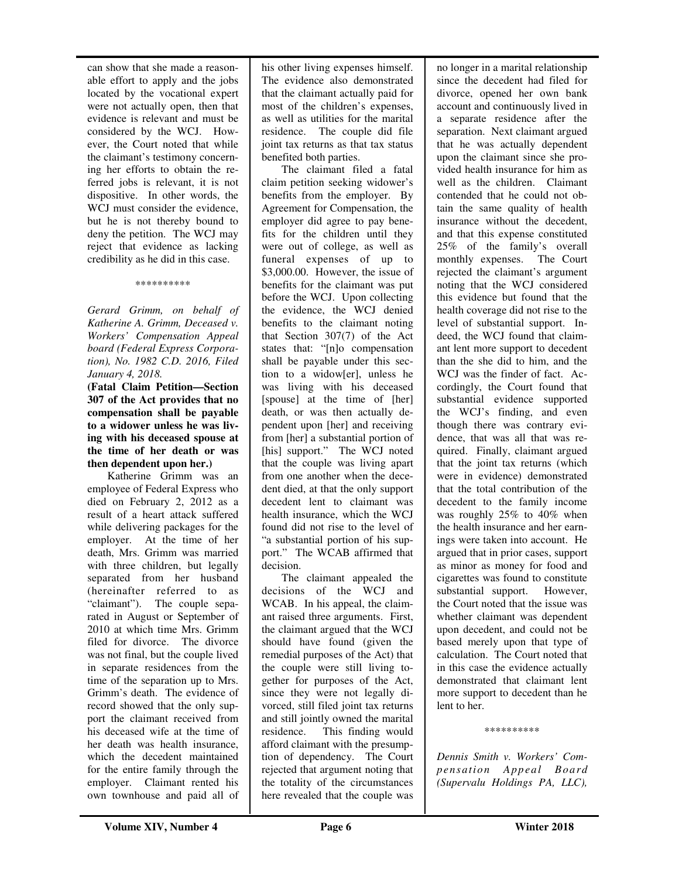can show that she made a reasonable effort to apply and the jobs located by the vocational expert were not actually open, then that evidence is relevant and must be considered by the WCJ. However, the Court noted that while the claimant's testimony concerning her efforts to obtain the referred jobs is relevant, it is not dispositive. In other words, the WCJ must consider the evidence, but he is not thereby bound to deny the petition. The WCJ may reject that evidence as lacking credibility as he did in this case.

\*\*\*\*\*\*\*\*\*\*

*Gerard Grimm, on behalf of Katherine A. Grimm, Deceased v. Workers' Compensation Appeal board (Federal Express Corporation), No. 1982 C.D. 2016, Filed January 4, 2018.*

**(Fatal Claim Petition—Section 307 of the Act provides that no compensation shall be payable to a widower unless he was living with his deceased spouse at the time of her death or was then dependent upon her.)**

Katherine Grimm was an employee of Federal Express who died on February 2, 2012 as a result of a heart attack suffered while delivering packages for the employer. At the time of her death, Mrs. Grimm was married with three children, but legally separated from her husband (hereinafter referred to as "claimant"). The couple separated in August or September of 2010 at which time Mrs. Grimm filed for divorce. The divorce was not final, but the couple lived in separate residences from the time of the separation up to Mrs. Grimm's death. The evidence of record showed that the only support the claimant received from his deceased wife at the time of her death was health insurance, which the decedent maintained for the entire family through the employer. Claimant rented his own townhouse and paid all of his other living expenses himself. The evidence also demonstrated that the claimant actually paid for most of the children's expenses, as well as utilities for the marital residence. The couple did file joint tax returns as that tax status benefited both parties.

The claimant filed a fatal claim petition seeking widower's benefits from the employer. By Agreement for Compensation, the employer did agree to pay benefits for the children until they were out of college, as well as funeral expenses of up to $3,000.00. However, the issue of benefits for the claimant was put before the WCJ. Upon collecting the evidence, the WCJ denied benefits to the claimant noting that Section 307(7) of the Act states that: "[n]o compensation shall be payable under this section to a widow[er], unless he was living with his deceased [spouse] at the time of [her] death, or was then actually dependent upon [her] and receiving from [her] a substantial portion of [his] support." The WCJ noted that the couple was living apart from one another when the decedent died, at that the only support decedent lent to claimant was health insurance, which the WCJ found did not rise to the level of "a substantial portion of his support." The WCAB affirmed that decision.

The claimant appealed the decisions of the WCJ and WCAB. In his appeal, the claimant raised three arguments. First, the claimant argued that the WCJ should have found (given the remedial purposes of the Act) that the couple were still living together for purposes of the Act, since they were not legally divorced, still filed joint tax returns and still jointly owned the marital residence. This finding would afford claimant with the presumption of dependency. The Court rejected that argument noting that the totality of the circumstances here revealed that the couple was no longer in a marital relationship since the decedent had filed for divorce, opened her own bank account and continuously lived in a separate residence after the separation. Next claimant argued that he was actually dependent upon the claimant since she provided health insurance for him as well as the children. Claimant contended that he could not obtain the same quality of health insurance without the decedent, and that this expense constituted 25% of the family's overall monthly expenses. The Court rejected the claimant's argument noting that the WCJ considered this evidence but found that the health coverage did not rise to the level of substantial support. Indeed, the WCJ found that claimant lent more support to decedent than the she did to him, and the WCJ was the finder of fact. Accordingly, the Court found that substantial evidence supported the WCJ's finding, and even though there was contrary evidence, that was all that was required. Finally, claimant argued that the joint tax returns (which were in evidence) demonstrated that the total contribution of the decedent to the family income was roughly 25% to 40% when the health insurance and her earnings were taken into account. He argued that in prior cases, support as minor as money for food and cigarettes was found to constitute substantial support. However, the Court noted that the issue was whether claimant was dependent upon decedent, and could not be based merely upon that type of calculation. The Court noted that in this case the evidence actually demonstrated that claimant lent more support to decedent than he lent to her.

\*\*\*\*\*\*\*\*\*\*

*Dennis Smith v. Workers' Compensation Appeal Board (Supervalu Holdings PA, LLC),*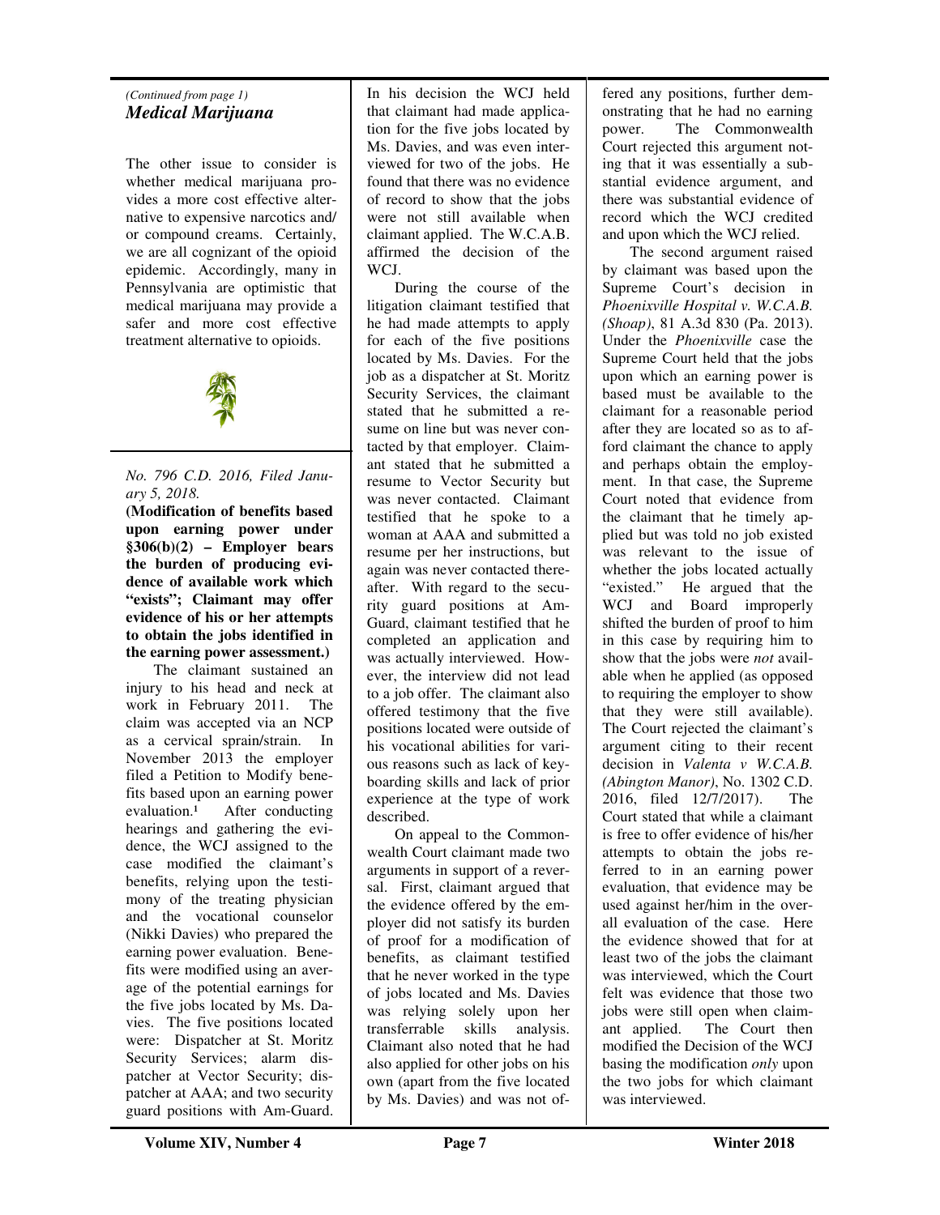*(Continued from page 1)*

## *Medical Marijuana*

The other issue to consider is whether medical marijuana provides a more cost effective alternative to expensive narcotics and/or compound creams. Certainly, we are all cognizant of the opioid epidemic. Accordingly, many in Pennsylvania are optimistic that medical marijuana may provide a safer and more cost effective treatment alternative to opioids.

---

*No. 796 C.D. 2016, Filed January 5, 2018.*

**(Modification of benefits based upon earning power under §306(b)(2) – Employer bears the burden of producing evidence of available work which "exists"; Claimant may offer evidence of his or her attempts to obtain the jobs identified in the earning power assessment.)**

The claimant sustained an injury to his head and neck at work in February 2011. The claim was accepted via an NCP as a cervical sprain/strain. In November 2013 the employer filed a Petition to Modify benefits based upon an earning power evaluation.[1] After conducting hearings and gathering the evidence, the WCJ assigned to the case modified the claimant's benefits, relying upon the testimony of the treating physician and the vocational counselor (Nikki Davies) who prepared the earning power evaluation. Benefits were modified using an average of the potential earnings for the five jobs located by Ms. Davies. The five positions located were: Dispatcher at St. Moritz Security Services; alarm dispatcher at Vector Security; dispatcher at AAA; and two security guard positions with Am-Guard. In his decision the WCJ held that claimant had made application for the five jobs located by Ms. Davies, and was even interviewed for two of the jobs. He found that there was no evidence of record to show that the jobs were not still available when claimant applied. The W.C.A.B. affirmed the decision of the WCJ.

During the course of the litigation claimant testified that he had made attempts to apply for each of the five positions located by Ms. Davies. For the job as a dispatcher at St. Moritz Security Services, the claimant stated that he submitted a resume on line but was never contacted by that employer. Claimant stated that he submitted a resume to Vector Security but was never contacted. Claimant testified that he spoke to a woman at AAA and submitted a resume per her instructions, but again was never contacted thereafter. With regard to the security guard positions at Am-Guard, claimant testified that he completed an application and was actually interviewed. However, the interview did not lead to a job offer. The claimant also offered testimony that the five positions located were outside of his vocational abilities for various reasons such as lack of keyboarding skills and lack of prior experience at the type of work described.

On appeal to the Commonwealth Court claimant made two arguments in support of a reversal. First, claimant argued that the evidence offered by the employer did not satisfy its burden of proof for a modification of benefits, as claimant testified that he never worked in the type of jobs located and Ms. Davies was relying solely upon her transferrable skills analysis. Claimant also noted that he had also applied for other jobs on his own (apart from the five located by Ms. Davies) and was not offered any positions, further demonstrating that he had no earning power. The Commonwealth Court rejected this argument noting that it was essentially a substantial evidence argument, and there was substantial evidence of record which the WCJ credited and upon which the WCJ relied.

The second argument raised by claimant was based upon the Supreme Court's decision in *Phoenixville Hospital v. W.C.A.B. (Shoap)*, 81 A.3d 830 (Pa. 2013). Under the *Phoenixville* case the Supreme Court held that the jobs upon which an earning power is based must be available to the claimant for a reasonable period after they are located so as to afford claimant the chance to apply and perhaps obtain the employment. In that case, the Supreme Court noted that evidence from the claimant that he timely applied but was told no job existed was relevant to the issue of whether the jobs located actually "existed." He argued that the WCJ and Board improperly shifted the burden of proof to him in this case by requiring him to show that the jobs were *not* available when he applied (as opposed to requiring the employer to show that they were still available). The Court rejected the claimant's argument citing to their recent decision in *Valenta v W.C.A.B. (Abington Manor)*, No. 1302 C.D. 2016, filed 12/7/2017). The Court stated that while a claimant is free to offer evidence of his/her attempts to obtain the jobs referred to in an earning power evaluation, that evidence may be used against her/him in the overall evaluation of the case. Here the evidence showed that for at least two of the jobs the claimant was interviewed, which the Court felt was evidence that those two jobs were still open when claimant applied. The Court then modified the Decision of the WCJ basing the modification *only* upon the two jobs for which claimant was interviewed.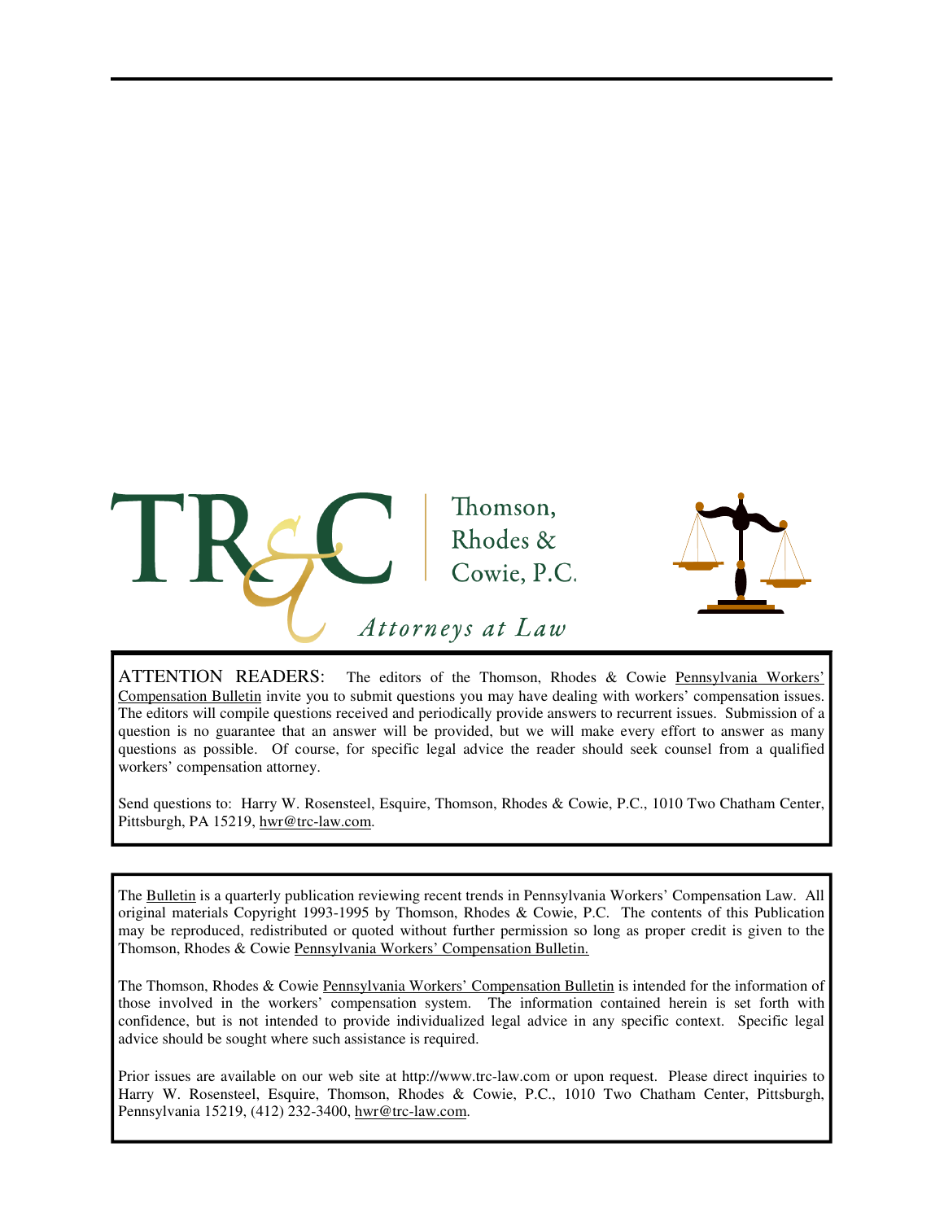TR&C | Thomson, Rhodes & Cowie, P.C.

*Attorneys at Law*

ATTENTION READERS: The editors of the Thomson, Rhodes & Cowie Pennsylvania Workers' Compensation Bulletin invite you to submit questions you may have dealing with workers' compensation issues. The editors will compile questions received and periodically provide answers to recurrent issues. Submission of a question is no guarantee that an answer will be provided, but we will make every effort to answer as many questions as possible. Of course, for specific legal advice the reader should seek counsel from a qualified workers' compensation attorney.

Send questions to: Harry W. Rosensteel, Esquire, Thomson, Rhodes & Cowie, P.C., 1010 Two Chatham Center, Pittsburgh, PA 15219, hwr@trc-law.com.

The Bulletin is a quarterly publication reviewing recent trends in Pennsylvania Workers' Compensation Law. All original materials Copyright 1993-1995 by Thomson, Rhodes & Cowie, P.C. The contents of this Publication may be reproduced, redistributed or quoted without further permission so long as proper credit is given to the Thomson, Rhodes & Cowie Pennsylvania Workers' Compensation Bulletin.

The Thomson, Rhodes & Cowie Pennsylvania Workers' Compensation Bulletin is intended for the information of those involved in the workers' compensation system. The information contained herein is set forth with confidence, but is not intended to provide individualized legal advice in any specific context. Specific legal advice should be sought where such assistance is required.

Prior issues are available on our web site at http://www.trc-law.com or upon request. Please direct inquiries to Harry W. Rosensteel, Esquire, Thomson, Rhodes & Cowie, P.C., 1010 Two Chatham Center, Pittsburgh, Pennsylvania 15219, (412) 232-3400, hwr@trc-law.com.